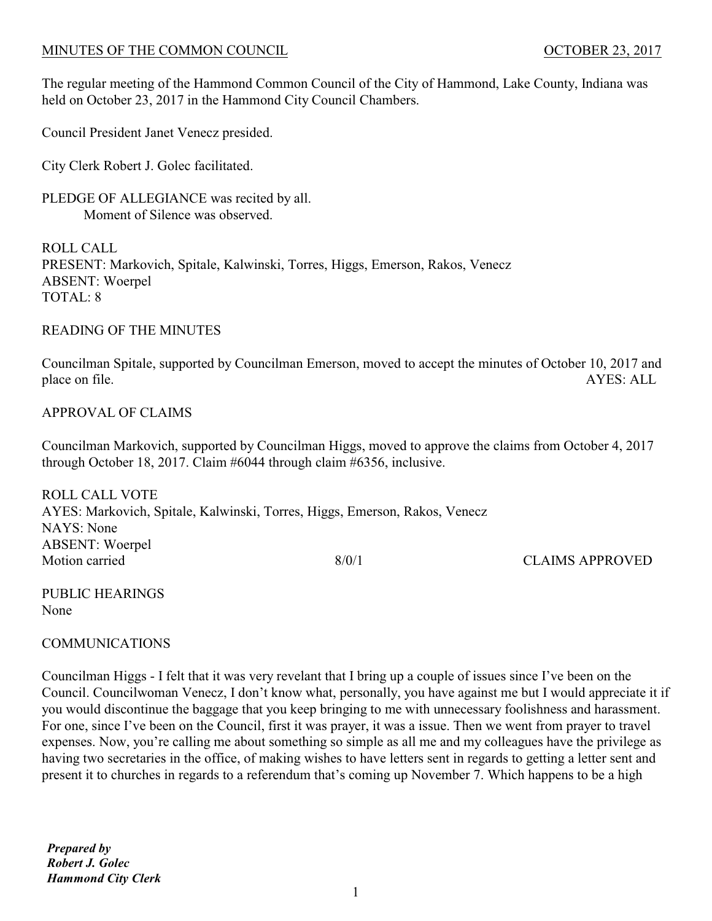MINUTES OF THE COMMON COUNCIL OCTOBER 23, 2017

The regular meeting of the Hammond Common Council of the City of Hammond, Lake County, Indiana was held on October 23, 2017 in the Hammond City Council Chambers.

Council President Janet Venecz presided.

City Clerk Robert J. Golec facilitated.

PLEDGE OF ALLEGIANCE was recited by all.
Moment of Silence was observed.

ROLL CALL
PRESENT: Markovich, Spitale, Kalwinski, Torres, Higgs, Emerson, Rakos, Venecz
ABSENT: Woerpel
TOTAL: 8

READING OF THE MINUTES

Councilman Spitale, supported by Councilman Emerson, moved to accept the minutes of October 10, 2017 and place on file. AYES: ALL

APPROVAL OF CLAIMS

Councilman Markovich, supported by Councilman Higgs, moved to approve the claims from October 4, 2017 through October 18, 2017. Claim #6044 through claim #6356, inclusive.

ROLL CALL VOTE
AYES: Markovich, Spitale, Kalwinski, Torres, Higgs, Emerson, Rakos, Venecz
NAYS: None
ABSENT: Woerpel
Motion carried 8/0/1 CLAIMS APPROVED

PUBLIC HEARINGS
None

COMMUNICATIONS

Councilman Higgs - I felt that it was very revelant that I bring up a couple of issues since I've been on the Council. Councilwoman Venecz, I don't know what, personally, you have against me but I would appreciate it if you would discontinue the baggage that you keep bringing to me with unnecessary foolishness and harassment. For one, since I've been on the Council, first it was prayer, it was a issue. Then we went from prayer to travel expenses. Now, you're calling me about something so simple as all me and my colleagues have the privilege as having two secretaries in the office, of making wishes to have letters sent in regards to getting a letter sent and present it to churches in regards to a referendum that's coming up November 7. Which happens to be a high

*Prepared by*
*Robert J. Golec*
*Hammond City Clerk*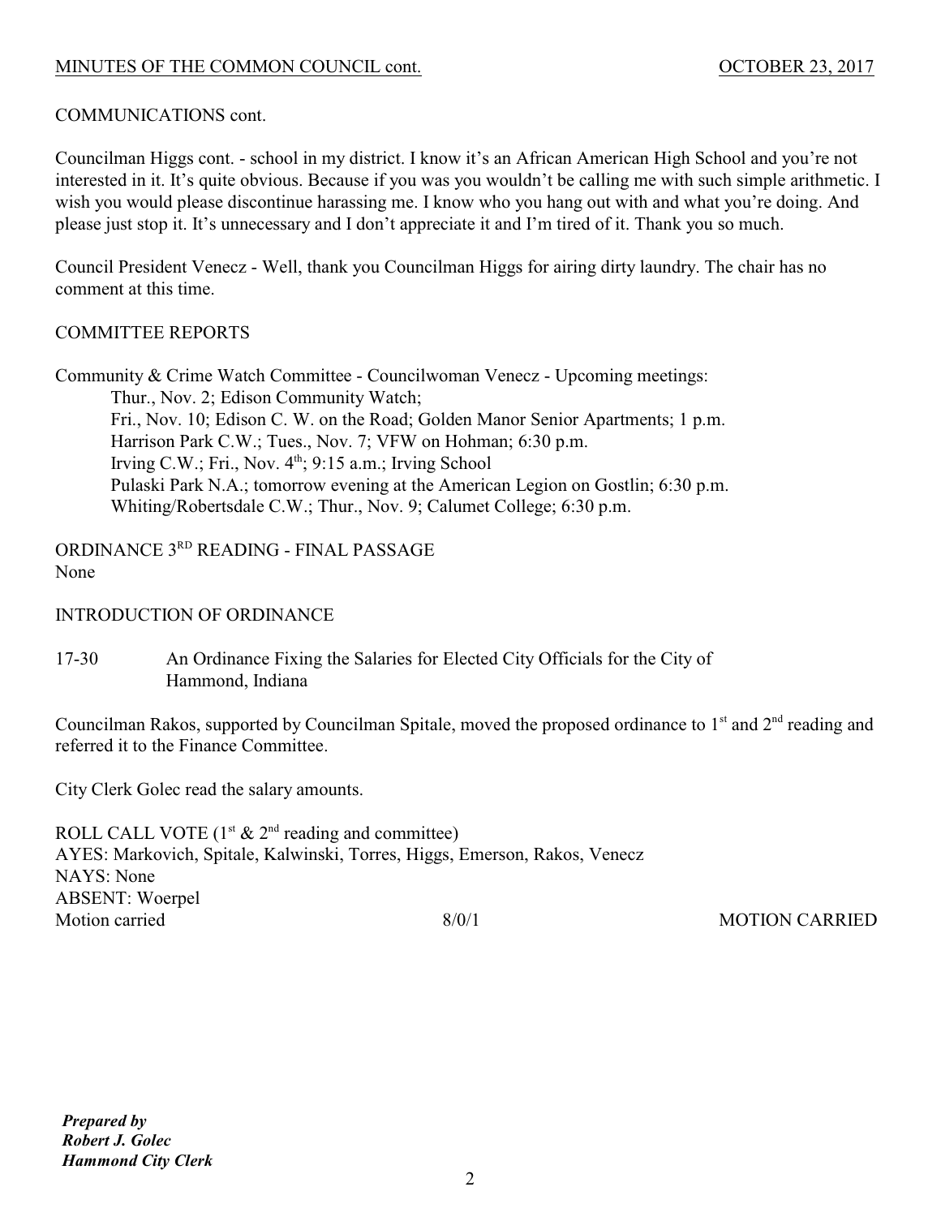COMMUNICATIONS cont.

Councilman Higgs cont. - school in my district. I know it's an African American High School and you're not interested in it. It's quite obvious. Because if you was you wouldn't be calling me with such simple arithmetic. I wish you would please discontinue harassing me. I know who you hang out with and what you're doing. And please just stop it. It's unnecessary and I don't appreciate it and I'm tired of it. Thank you so much.

Council President Venecz - Well, thank you Councilman Higgs for airing dirty laundry. The chair has no comment at this time.

COMMITTEE REPORTS

Community & Crime Watch Committee - Councilwoman Venecz - Upcoming meetings:
- Thur., Nov. 2; Edison Community Watch;
- Fri., Nov. 10; Edison C. W. on the Road; Golden Manor Senior Apartments; 1 p.m.
- Harrison Park C.W.; Tues., Nov. 7; VFW on Hohman; 6:30 p.m.
- Irving C.W.; Fri., Nov. 4th; 9:15 a.m.; Irving School
- Pulaski Park N.A.; tomorrow evening at the American Legion on Gostlin; 6:30 p.m.
- Whiting/Robertsdale C.W.; Thur., Nov. 9; Calumet College; 6:30 p.m.

ORDINANCE 3RD READING - FINAL PASSAGE
None

INTRODUCTION OF ORDINANCE

17-30 An Ordinance Fixing the Salaries for Elected City Officials for the City of Hammond, Indiana

Councilman Rakos, supported by Councilman Spitale, moved the proposed ordinance to 1st and 2nd reading and referred it to the Finance Committee.

City Clerk Golec read the salary amounts.

ROLL CALL VOTE (1st & 2nd reading and committee)
AYES: Markovich, Spitale, Kalwinski, Torres, Higgs, Emerson, Rakos, Venecz
NAYS: None
ABSENT: Woerpel
Motion carried 8/0/1 MOTION CARRIED

***Prepared by***
***Robert J. Golec***
***Hammond City Clerk***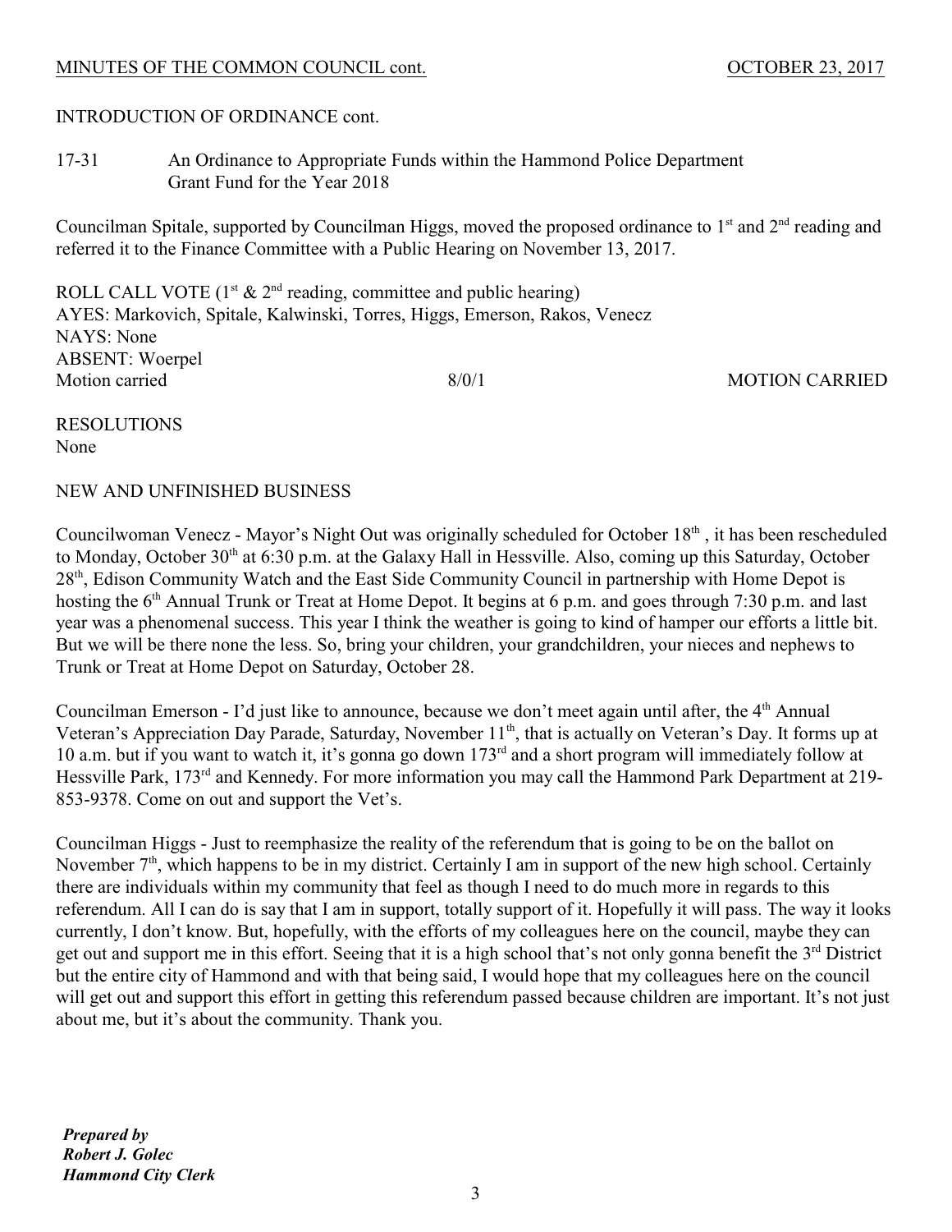INTRODUCTION OF ORDINANCE cont.

17-31 An Ordinance to Appropriate Funds within the Hammond Police Department Grant Fund for the Year 2018

Councilman Spitale, supported by Councilman Higgs, moved the proposed ordinance to 1st and 2nd reading and referred it to the Finance Committee with a Public Hearing on November 13, 2017.

ROLL CALL VOTE (1st & 2nd reading, committee and public hearing)
AYES: Markovich, Spitale, Kalwinski, Torres, Higgs, Emerson, Rakos, Venecz
NAYS: None
ABSENT: Woerpel
Motion carried 8/0/1 MOTION CARRIED

RESOLUTIONS
None

NEW AND UNFINISHED BUSINESS

Councilwoman Venecz - Mayor's Night Out was originally scheduled for October 18th , it has been rescheduled to Monday, October 30th at 6:30 p.m. at the Galaxy Hall in Hessville. Also, coming up this Saturday, October 28th, Edison Community Watch and the East Side Community Council in partnership with Home Depot is hosting the 6th Annual Trunk or Treat at Home Depot. It begins at 6 p.m. and goes through 7:30 p.m. and last year was a phenomenal success. This year I think the weather is going to kind of hamper our efforts a little bit. But we will be there none the less. So, bring your children, your grandchildren, your nieces and nephews to Trunk or Treat at Home Depot on Saturday, October 28.

Councilman Emerson - I'd just like to announce, because we don't meet again until after, the 4th Annual Veteran's Appreciation Day Parade, Saturday, November 11th, that is actually on Veteran's Day. It forms up at 10 a.m. but if you want to watch it, it's gonna go down 173rd and a short program will immediately follow at Hessville Park, 173rd and Kennedy. For more information you may call the Hammond Park Department at 219-853-9378. Come on out and support the Vet's.

Councilman Higgs - Just to reemphasize the reality of the referendum that is going to be on the ballot on November 7th, which happens to be in my district. Certainly I am in support of the new high school. Certainly there are individuals within my community that feel as though I need to do much more in regards to this referendum. All I can do is say that I am in support, totally support of it. Hopefully it will pass. The way it looks currently, I don't know. But, hopefully, with the efforts of my colleagues here on the council, maybe they can get out and support me in this effort. Seeing that it is a high school that's not only gonna benefit the 3rd District but the entire city of Hammond and with that being said, I would hope that my colleagues here on the council will get out and support this effort in getting this referendum passed because children are important. It's not just about me, but it's about the community. Thank you.

***Prepared by***
***Robert J. Golec***
***Hammond City Clerk***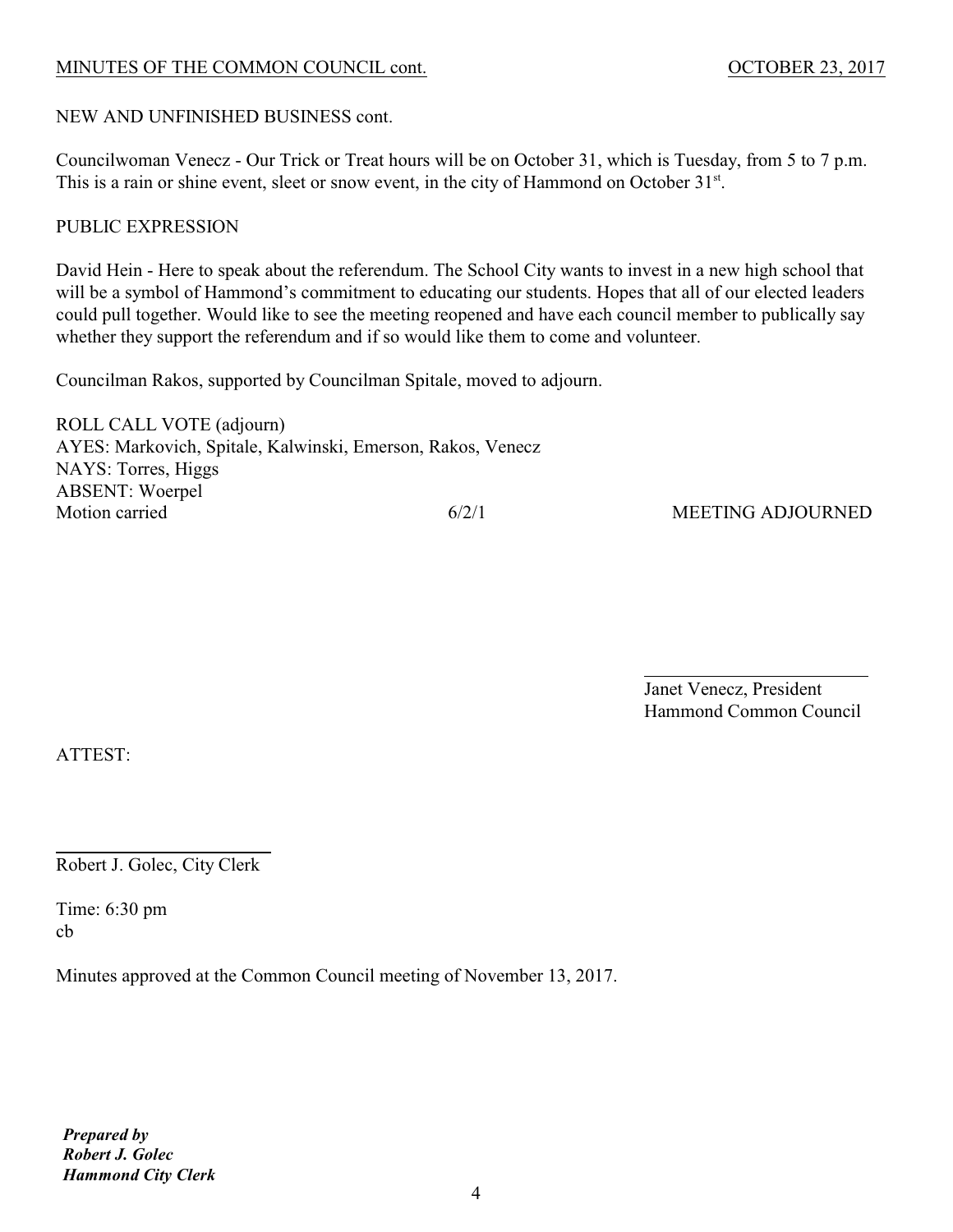NEW AND UNFINISHED BUSINESS cont.

Councilwoman Venecz - Our Trick or Treat hours will be on October 31, which is Tuesday, from 5 to 7 p.m. This is a rain or shine event, sleet or snow event, in the city of Hammond on October 31st.

PUBLIC EXPRESSION

David Hein - Here to speak about the referendum. The School City wants to invest in a new high school that will be a symbol of Hammond's commitment to educating our students. Hopes that all of our elected leaders could pull together. Would like to see the meeting reopened and have each council member to publically say whether they support the referendum and if so would like them to come and volunteer.

Councilman Rakos, supported by Councilman Spitale, moved to adjourn.

ROLL CALL VOTE (adjourn)
AYES: Markovich, Spitale, Kalwinski, Emerson, Rakos, Venecz
NAYS: Torres, Higgs
ABSENT: Woerpel
Motion carried 6/2/1 MEETING ADJOURNED

Janet Venecz, President
Hammond Common Council

ATTEST:

Robert J. Golec, City Clerk

Time: 6:30 pm
cb

Minutes approved at the Common Council meeting of November 13, 2017.

***Prepared by***
***Robert J. Golec***
***Hammond City Clerk***